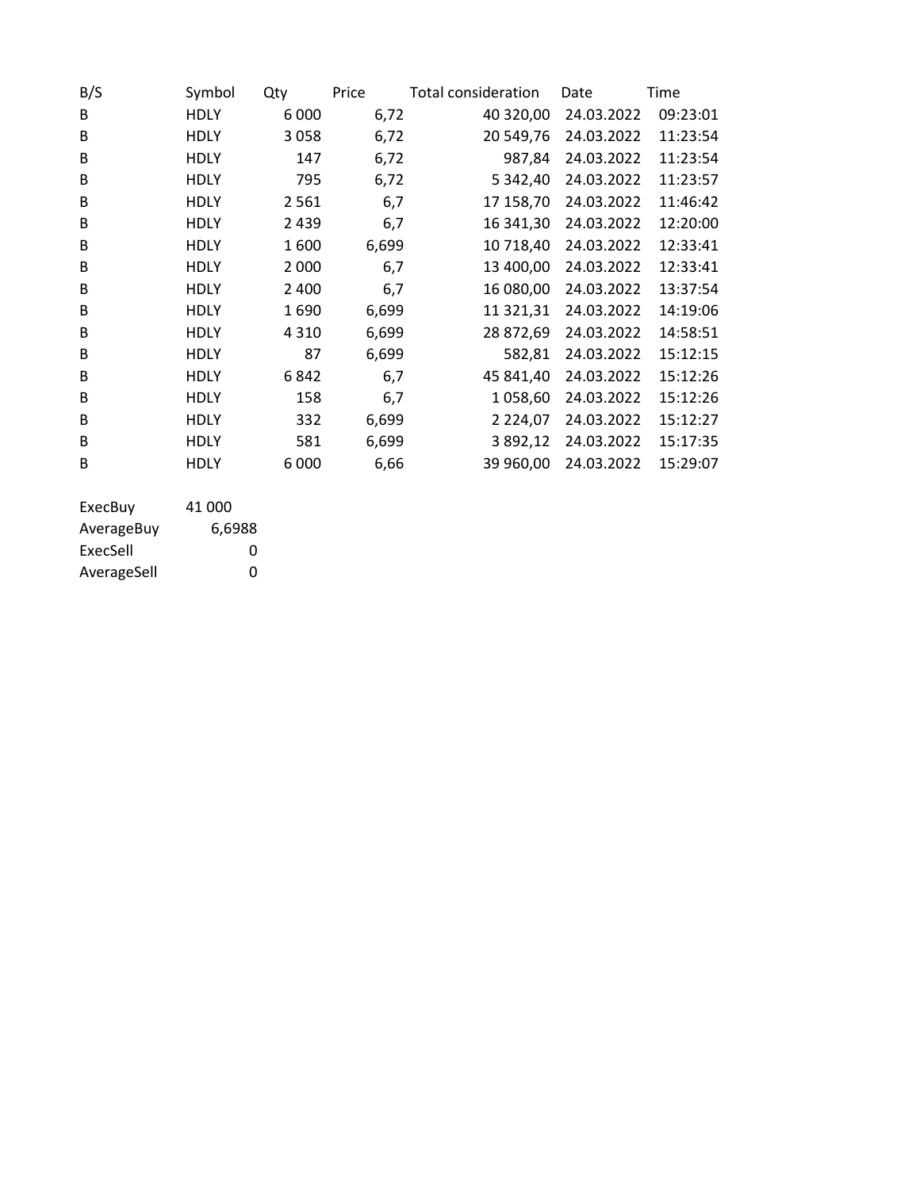| B/S | Symbol | Qty | Price | Total consideration | Date | Time |
|---|---|---|---|---|---|---|
| B | HDLY | 6 000 | 6,72 | 40 320,00 | 24.03.2022 | 09:23:01 |
| B | HDLY | 3 058 | 6,72 | 20 549,76 | 24.03.2022 | 11:23:54 |
| B | HDLY | 147 | 6,72 | 987,84 | 24.03.2022 | 11:23:54 |
| B | HDLY | 795 | 6,72 | 5 342,40 | 24.03.2022 | 11:23:57 |
| B | HDLY | 2 561 | 6,7 | 17 158,70 | 24.03.2022 | 11:46:42 |
| B | HDLY | 2 439 | 6,7 | 16 341,30 | 24.03.2022 | 12:20:00 |
| B | HDLY | 1 600 | 6,699 | 10 718,40 | 24.03.2022 | 12:33:41 |
| B | HDLY | 2 000 | 6,7 | 13 400,00 | 24.03.2022 | 12:33:41 |
| B | HDLY | 2 400 | 6,7 | 16 080,00 | 24.03.2022 | 13:37:54 |
| B | HDLY | 1 690 | 6,699 | 11 321,31 | 24.03.2022 | 14:19:06 |
| B | HDLY | 4 310 | 6,699 | 28 872,69 | 24.03.2022 | 14:58:51 |
| B | HDLY | 87 | 6,699 | 582,81 | 24.03.2022 | 15:12:15 |
| B | HDLY | 6 842 | 6,7 | 45 841,40 | 24.03.2022 | 15:12:26 |
| B | HDLY | 158 | 6,7 | 1 058,60 | 24.03.2022 | 15:12:26 |
| B | HDLY | 332 | 6,699 | 2 224,07 | 24.03.2022 | 15:12:27 |
| B | HDLY | 581 | 6,699 | 3 892,12 | 24.03.2022 | 15:17:35 |
| B | HDLY | 6 000 | 6,66 | 39 960,00 | 24.03.2022 | 15:29:07 |

| | |
|---|---|
| ExecBuy | 41 000 |
| AverageBuy | 6,6988 |
| ExecSell | 0 |
| AverageSell | 0 |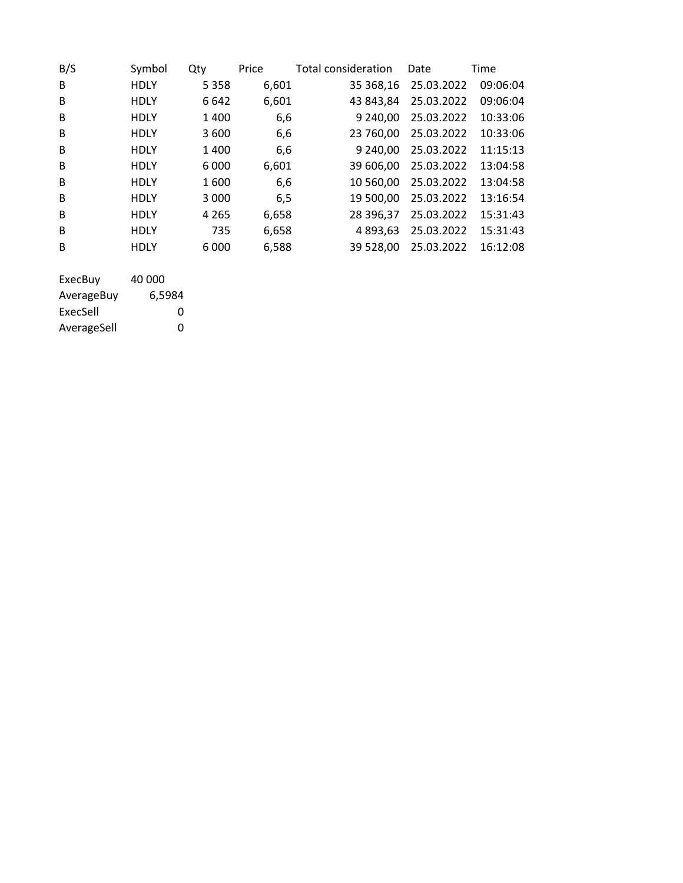| B/S | Symbol | Qty | Price | Total consideration | Date | Time |
|---|---|---|---|---|---|---|
| B | HDLY | 5 358 | 6,601 | 35 368,16 | 25.03.2022 | 09:06:04 |
| B | HDLY | 6 642 | 6,601 | 43 843,84 | 25.03.2022 | 09:06:04 |
| B | HDLY | 1 400 | 6,6 | 9 240,00 | 25.03.2022 | 10:33:06 |
| B | HDLY | 3 600 | 6,6 | 23 760,00 | 25.03.2022 | 10:33:06 |
| B | HDLY | 1 400 | 6,6 | 9 240,00 | 25.03.2022 | 11:15:13 |
| B | HDLY | 6 000 | 6,601 | 39 606,00 | 25.03.2022 | 13:04:58 |
| B | HDLY | 1 600 | 6,6 | 10 560,00 | 25.03.2022 | 13:04:58 |
| B | HDLY | 3 000 | 6,5 | 19 500,00 | 25.03.2022 | 13:16:54 |
| B | HDLY | 4 265 | 6,658 | 28 396,37 | 25.03.2022 | 15:31:43 |
| B | HDLY | 735 | 6,658 | 4 893,63 | 25.03.2022 | 15:31:43 |
| B | HDLY | 6 000 | 6,588 | 39 528,00 | 25.03.2022 | 16:12:08 |

| | |
|---|---|
| ExecBuy | 40 000 |
| AverageBuy | 6,5984 |
| ExecSell | 0 |
| AverageSell | 0 |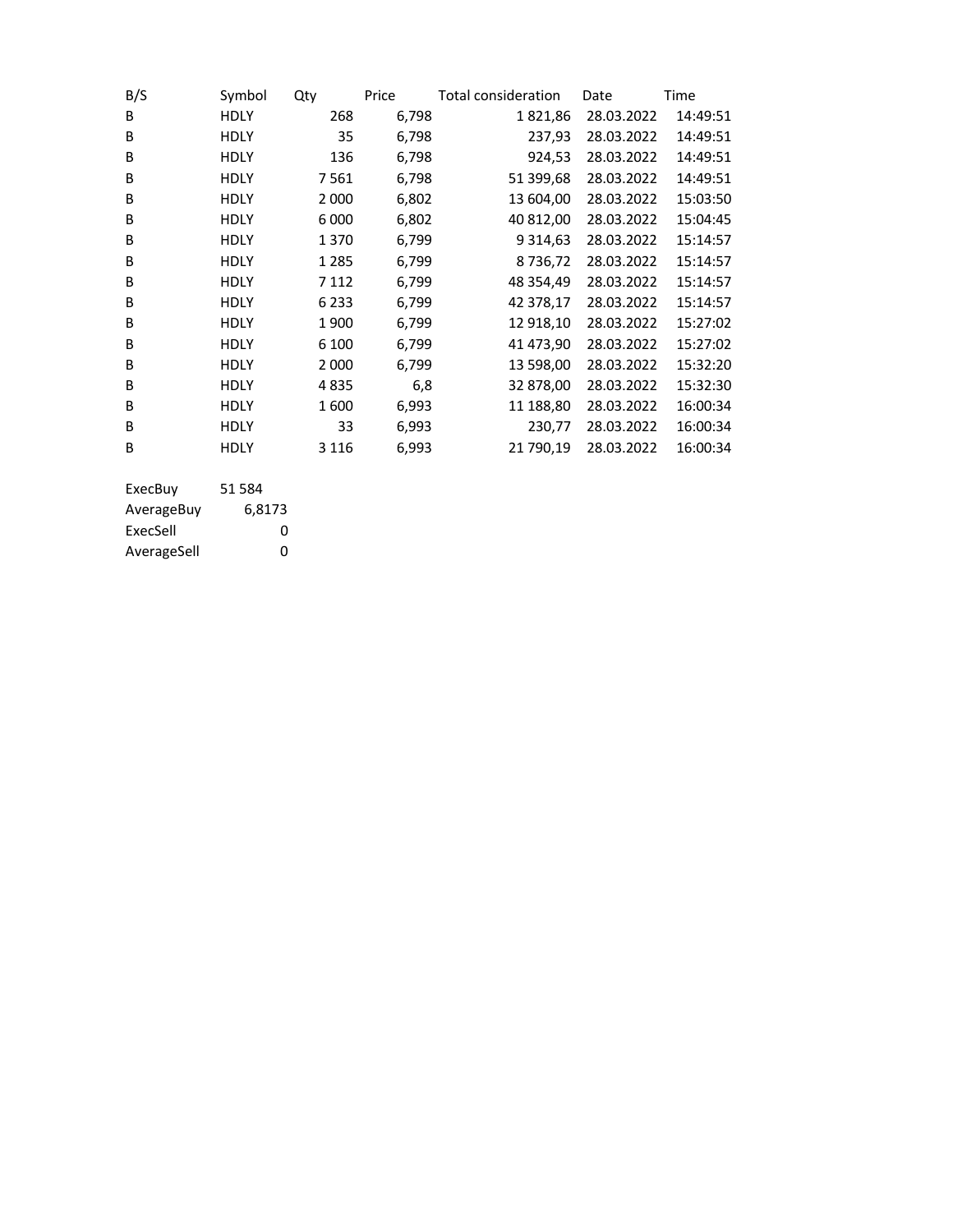| B/S | Symbol | Qty | Price | Total consideration | Date | Time |
|---|---|---|---|---|---|---|
| B | HDLY | 268 | 6,798 | 1 821,86 | 28.03.2022 | 14:49:51 |
| B | HDLY | 35 | 6,798 | 237,93 | 28.03.2022 | 14:49:51 |
| B | HDLY | 136 | 6,798 | 924,53 | 28.03.2022 | 14:49:51 |
| B | HDLY | 7 561 | 6,798 | 51 399,68 | 28.03.2022 | 14:49:51 |
| B | HDLY | 2 000 | 6,802 | 13 604,00 | 28.03.2022 | 15:03:50 |
| B | HDLY | 6 000 | 6,802 | 40 812,00 | 28.03.2022 | 15:04:45 |
| B | HDLY | 1 370 | 6,799 | 9 314,63 | 28.03.2022 | 15:14:57 |
| B | HDLY | 1 285 | 6,799 | 8 736,72 | 28.03.2022 | 15:14:57 |
| B | HDLY | 7 112 | 6,799 | 48 354,49 | 28.03.2022 | 15:14:57 |
| B | HDLY | 6 233 | 6,799 | 42 378,17 | 28.03.2022 | 15:14:57 |
| B | HDLY | 1 900 | 6,799 | 12 918,10 | 28.03.2022 | 15:27:02 |
| B | HDLY | 6 100 | 6,799 | 41 473,90 | 28.03.2022 | 15:27:02 |
| B | HDLY | 2 000 | 6,799 | 13 598,00 | 28.03.2022 | 15:32:20 |
| B | HDLY | 4 835 | 6,8 | 32 878,00 | 28.03.2022 | 15:32:30 |
| B | HDLY | 1 600 | 6,993 | 11 188,80 | 28.03.2022 | 16:00:34 |
| B | HDLY | 33 | 6,993 | 230,77 | 28.03.2022 | 16:00:34 |
| B | HDLY | 3 116 | 6,993 | 21 790,19 | 28.03.2022 | 16:00:34 |

| | |
|---|---|
| ExecBuy | 51 584 |
| AverageBuy | 6,8173 |
| ExecSell | 0 |
| AverageSell | 0 |